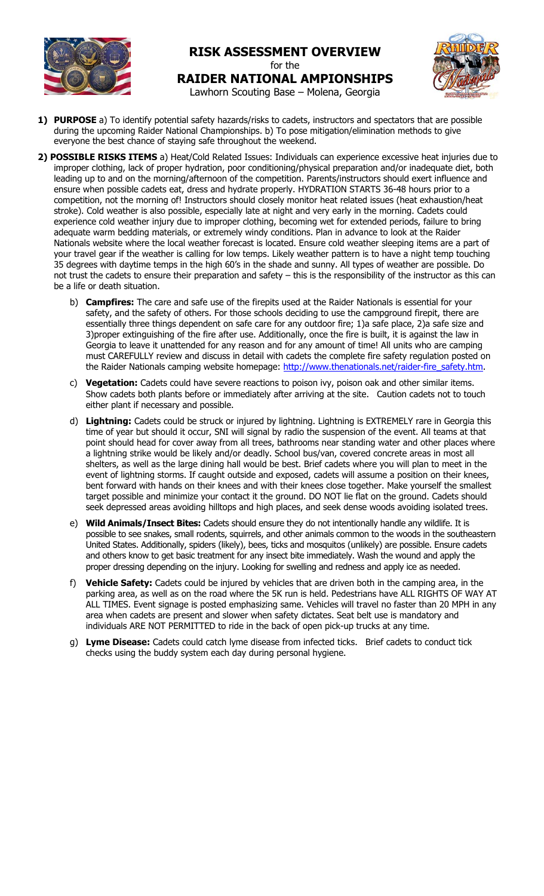# RISK ASSESSMENT OVERVIEW

for the

## RAIDER NATIONAL AMPIONSHIPS

Lawhorn Scouting Base – Molena, Georgia

1) **PURPOSE** a) To identify potential safety hazards/risks to cadets, instructors and spectators that are possible during the upcoming Raider National Championships. b) To pose mitigation/elimination methods to give everyone the best chance of staying safe throughout the weekend.

2) **POSSIBLE RISKS ITEMS** a) Heat/Cold Related Issues: Individuals can experience excessive heat injuries due to improper clothing, lack of proper hydration, poor conditioning/physical preparation and/or inadequate diet, both leading up to and on the morning/afternoon of the competition. Parents/instructors should exert influence and ensure when possible cadets eat, dress and hydrate properly. HYDRATION STARTS 36-48 hours prior to a competition, not the morning of! Instructors should closely monitor heat related issues (heat exhaustion/heat stroke). Cold weather is also possible, especially late at night and very early in the morning. Cadets could experience cold weather injury due to improper clothing, becoming wet for extended periods, failure to bring adequate warm bedding materials, or extremely windy conditions. Plan in advance to look at the Raider Nationals website where the local weather forecast is located. Ensure cold weather sleeping items are a part of your travel gear if the weather is calling for low temps. Likely weather pattern is to have a night temp touching 35 degrees with daytime temps in the high 60's in the shade and sunny. All types of weather are possible. Do not trust the cadets to ensure their preparation and safety – this is the responsibility of the instructor as this can be a life or death situation.

   b) **Campfires:** The care and safe use of the firepits used at the Raider Nationals is essential for your safety, and the safety of others. For those schools deciding to use the campground firepit, there are essentially three things dependent on safe care for any outdoor fire; 1)a safe place, 2)a safe size and 3)proper extinguishing of the fire after use. Additionally, once the fire is built, it is against the law in Georgia to leave it unattended for any reason and for any amount of time! All units who are camping must CAREFULLY review and discuss in detail with cadets the complete fire safety regulation posted on the Raider Nationals camping website homepage: http://www.thenationals.net/raider-fire_safety.htm.

   c) **Vegetation:** Cadets could have severe reactions to poison ivy, poison oak and other similar items. Show cadets both plants before or immediately after arriving at the site. Caution cadets not to touch either plant if necessary and possible.

   d) **Lightning:** Cadets could be struck or injured by lightning. Lightning is EXTREMELY rare in Georgia this time of year but should it occur, SNI will signal by radio the suspension of the event. All teams at that point should head for cover away from all trees, bathrooms near standing water and other places where a lightning strike would be likely and/or deadly. School bus/van, covered concrete areas in most all shelters, as well as the large dining hall would be best. Brief cadets where you will plan to meet in the event of lightning storms. If caught outside and exposed, cadets will assume a position on their knees, bent forward with hands on their knees and with their knees close together. Make yourself the smallest target possible and minimize your contact it the ground. DO NOT lie flat on the ground. Cadets should seek depressed areas avoiding hilltops and high places, and seek dense woods avoiding isolated trees.

   e) **Wild Animals/Insect Bites:** Cadets should ensure they do not intentionally handle any wildlife. It is possible to see snakes, small rodents, squirrels, and other animals common to the woods in the southeastern United States. Additionally, spiders (likely), bees, ticks and mosquitos (unlikely) are possible. Ensure cadets and others know to get basic treatment for any insect bite immediately. Wash the wound and apply the proper dressing depending on the injury. Looking for swelling and redness and apply ice as needed.

   f) **Vehicle Safety:** Cadets could be injured by vehicles that are driven both in the camping area, in the parking area, as well as on the road where the 5K run is held. Pedestrians have ALL RIGHTS OF WAY AT ALL TIMES. Event signage is posted emphasizing same. Vehicles will travel no faster than 20 MPH in any area when cadets are present and slower when safety dictates. Seat belt use is mandatory and individuals ARE NOT PERMITTED to ride in the back of open pick-up trucks at any time.

   g) **Lyme Disease:** Cadets could catch lyme disease from infected ticks. Brief cadets to conduct tick checks using the buddy system each day during personal hygiene.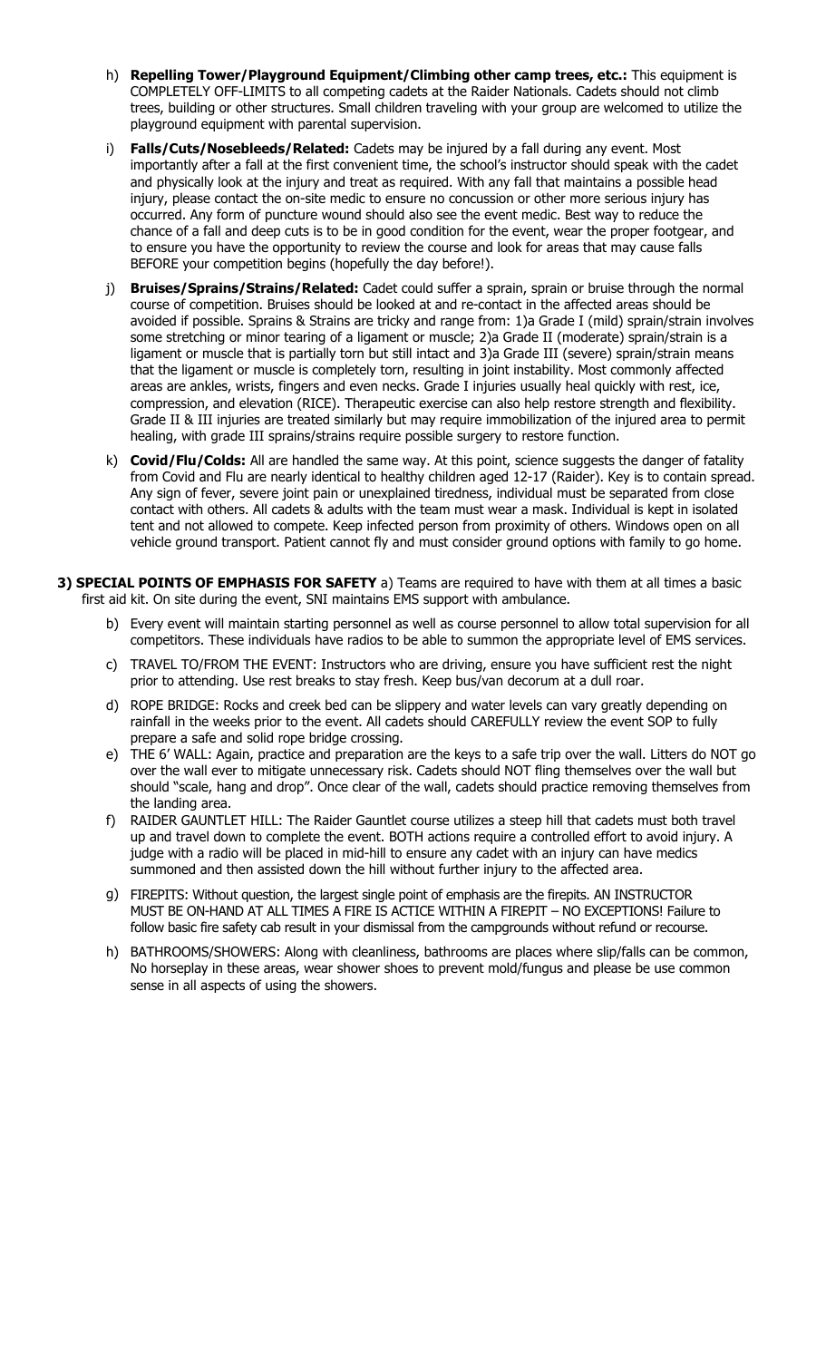h) **Repelling Tower/Playground Equipment/Climbing other camp trees, etc.:** This equipment is COMPLETELY OFF-LIMITS to all competing cadets at the Raider Nationals. Cadets should not climb trees, building or other structures. Small children traveling with your group are welcomed to utilize the playground equipment with parental supervision.

i) **Falls/Cuts/Nosebleeds/Related:** Cadets may be injured by a fall during any event. Most importantly after a fall at the first convenient time, the school's instructor should speak with the cadet and physically look at the injury and treat as required. With any fall that maintains a possible head injury, please contact the on-site medic to ensure no concussion or other more serious injury has occurred. Any form of puncture wound should also see the event medic. Best way to reduce the chance of a fall and deep cuts is to be in good condition for the event, wear the proper footgear, and to ensure you have the opportunity to review the course and look for areas that may cause falls BEFORE your competition begins (hopefully the day before!).

j) **Bruises/Sprains/Strains/Related:** Cadet could suffer a sprain, sprain or bruise through the normal course of competition. Bruises should be looked at and re-contact in the affected areas should be avoided if possible. Sprains & Strains are tricky and range from: 1)a Grade I (mild) sprain/strain involves some stretching or minor tearing of a ligament or muscle; 2)a Grade II (moderate) sprain/strain is a ligament or muscle that is partially torn but still intact and 3)a Grade III (severe) sprain/strain means that the ligament or muscle is completely torn, resulting in joint instability. Most commonly affected areas are ankles, wrists, fingers and even necks. Grade I injuries usually heal quickly with rest, ice, compression, and elevation (RICE). Therapeutic exercise can also help restore strength and flexibility. Grade II & III injuries are treated similarly but may require immobilization of the injured area to permit healing, with grade III sprains/strains require possible surgery to restore function.

k) **Covid/Flu/Colds:** All are handled the same way. At this point, science suggests the danger of fatality from Covid and Flu are nearly identical to healthy children aged 12-17 (Raider). Key is to contain spread. Any sign of fever, severe joint pain or unexplained tiredness, individual must be separated from close contact with others. All cadets & adults with the team must wear a mask. Individual is kept in isolated tent and not allowed to compete. Keep infected person from proximity of others. Windows open on all vehicle ground transport. Patient cannot fly and must consider ground options with family to go home.

**3) SPECIAL POINTS OF EMPHASIS FOR SAFETY** a) Teams are required to have with them at all times a basic first aid kit. On site during the event, SNI maintains EMS support with ambulance.

b) Every event will maintain starting personnel as well as course personnel to allow total supervision for all competitors. These individuals have radios to be able to summon the appropriate level of EMS services.

c) TRAVEL TO/FROM THE EVENT: Instructors who are driving, ensure you have sufficient rest the night prior to attending. Use rest breaks to stay fresh. Keep bus/van decorum at a dull roar.

d) ROPE BRIDGE: Rocks and creek bed can be slippery and water levels can vary greatly depending on rainfall in the weeks prior to the event. All cadets should CAREFULLY review the event SOP to fully prepare a safe and solid rope bridge crossing.

e) THE 6' WALL: Again, practice and preparation are the keys to a safe trip over the wall. Litters do NOT go over the wall ever to mitigate unnecessary risk. Cadets should NOT fling themselves over the wall but should "scale, hang and drop". Once clear of the wall, cadets should practice removing themselves from the landing area.

f) RAIDER GAUNTLET HILL: The Raider Gauntlet course utilizes a steep hill that cadets must both travel up and travel down to complete the event. BOTH actions require a controlled effort to avoid injury. A judge with a radio will be placed in mid-hill to ensure any cadet with an injury can have medics summoned and then assisted down the hill without further injury to the affected area.

g) FIREPITS: Without question, the largest single point of emphasis are the firepits. AN INSTRUCTOR MUST BE ON-HAND AT ALL TIMES A FIRE IS ACTICE WITHIN A FIREPIT – NO EXCEPTIONS! Failure to follow basic fire safety cab result in your dismissal from the campgrounds without refund or recourse.

h) BATHROOMS/SHOWERS: Along with cleanliness, bathrooms are places where slip/falls can be common, No horseplay in these areas, wear shower shoes to prevent mold/fungus and please be use common sense in all aspects of using the showers.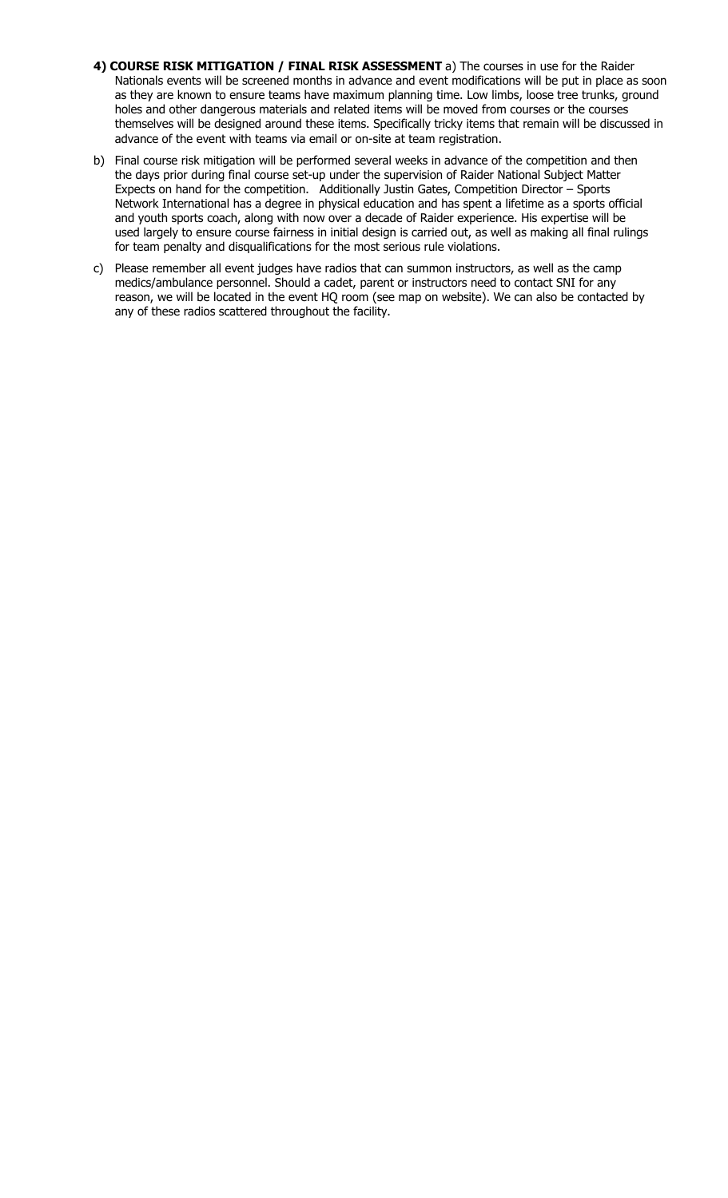**4) COURSE RISK MITIGATION / FINAL RISK ASSESSMENT** a) The courses in use for the Raider Nationals events will be screened months in advance and event modifications will be put in place as soon as they are known to ensure teams have maximum planning time. Low limbs, loose tree trunks, ground holes and other dangerous materials and related items will be moved from courses or the courses themselves will be designed around these items. Specifically tricky items that remain will be discussed in advance of the event with teams via email or on-site at team registration.

b) Final course risk mitigation will be performed several weeks in advance of the competition and then the days prior during final course set-up under the supervision of Raider National Subject Matter Expects on hand for the competition. Additionally Justin Gates, Competition Director – Sports Network International has a degree in physical education and has spent a lifetime as a sports official and youth sports coach, along with now over a decade of Raider experience. His expertise will be used largely to ensure course fairness in initial design is carried out, as well as making all final rulings for team penalty and disqualifications for the most serious rule violations.

c) Please remember all event judges have radios that can summon instructors, as well as the camp medics/ambulance personnel. Should a cadet, parent or instructors need to contact SNI for any reason, we will be located in the event HQ room (see map on website). We can also be contacted by any of these radios scattered throughout the facility.